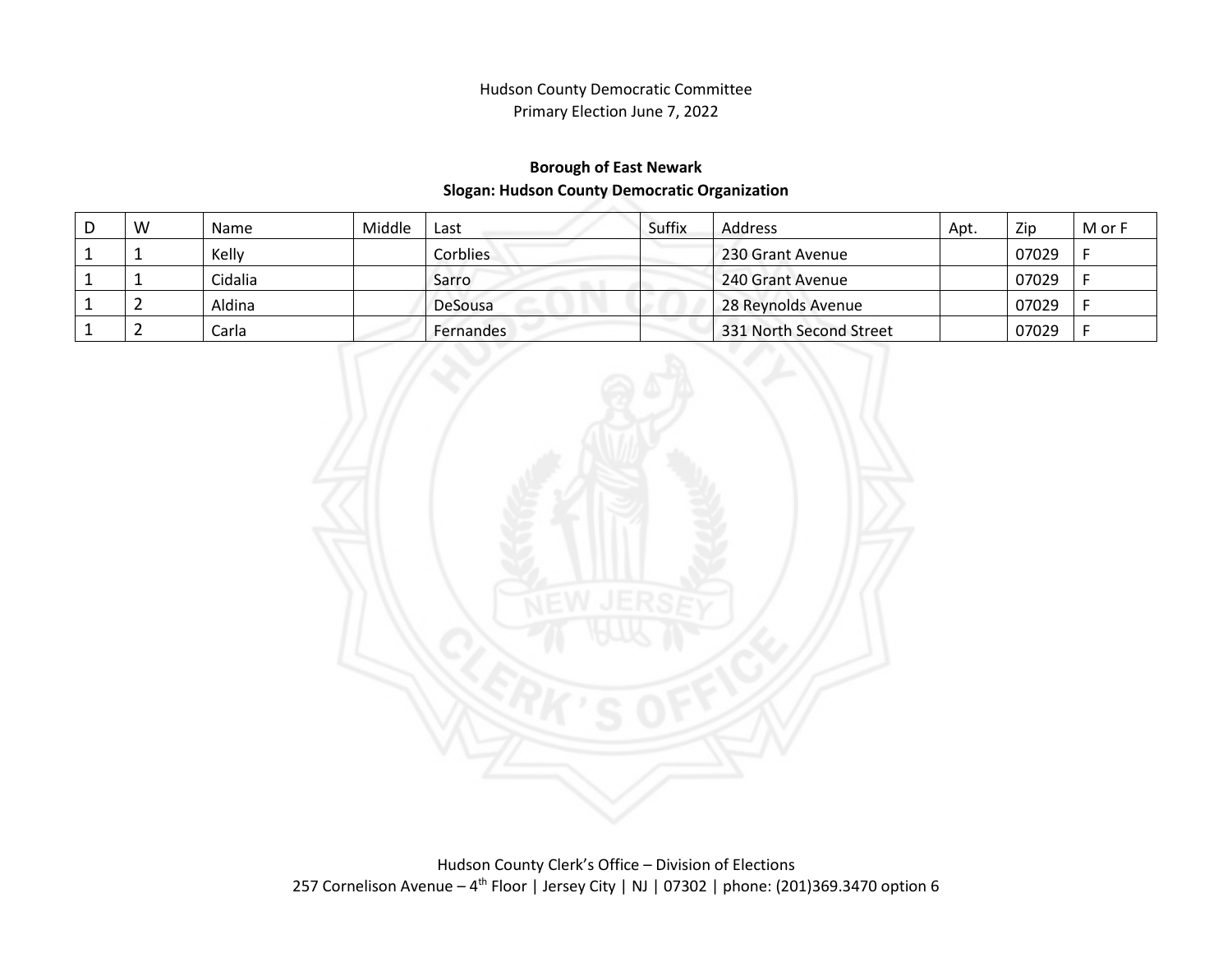Hudson County Democratic Committee
Primary Election June 7, 2022

**Borough of East Newark**
**Slogan: Hudson County Democratic Organization**

| D | W | Name | Middle | Last | Suffix | Address | Apt. | Zip | M or F |
|---|---|---|---|---|---|---|---|---|---|
| 1 | 1 | Kelly | | Corblies | | 230 Grant Avenue | | 07029 | F |
| 1 | 1 | Cidalia | | Sarro | | 240 Grant Avenue | | 07029 | F |
| 1 | 2 | Aldina | | DeSousa | | 28 Reynolds Avenue | | 07029 | F |
| 1 | 2 | Carla | | Fernandes | | 331 North Second Street | | 07029 | F |

Hudson County Clerk's Office – Division of Elections
257 Cornelison Avenue – 4th Floor | Jersey City | NJ | 07302 | phone: (201)369.3470 option 6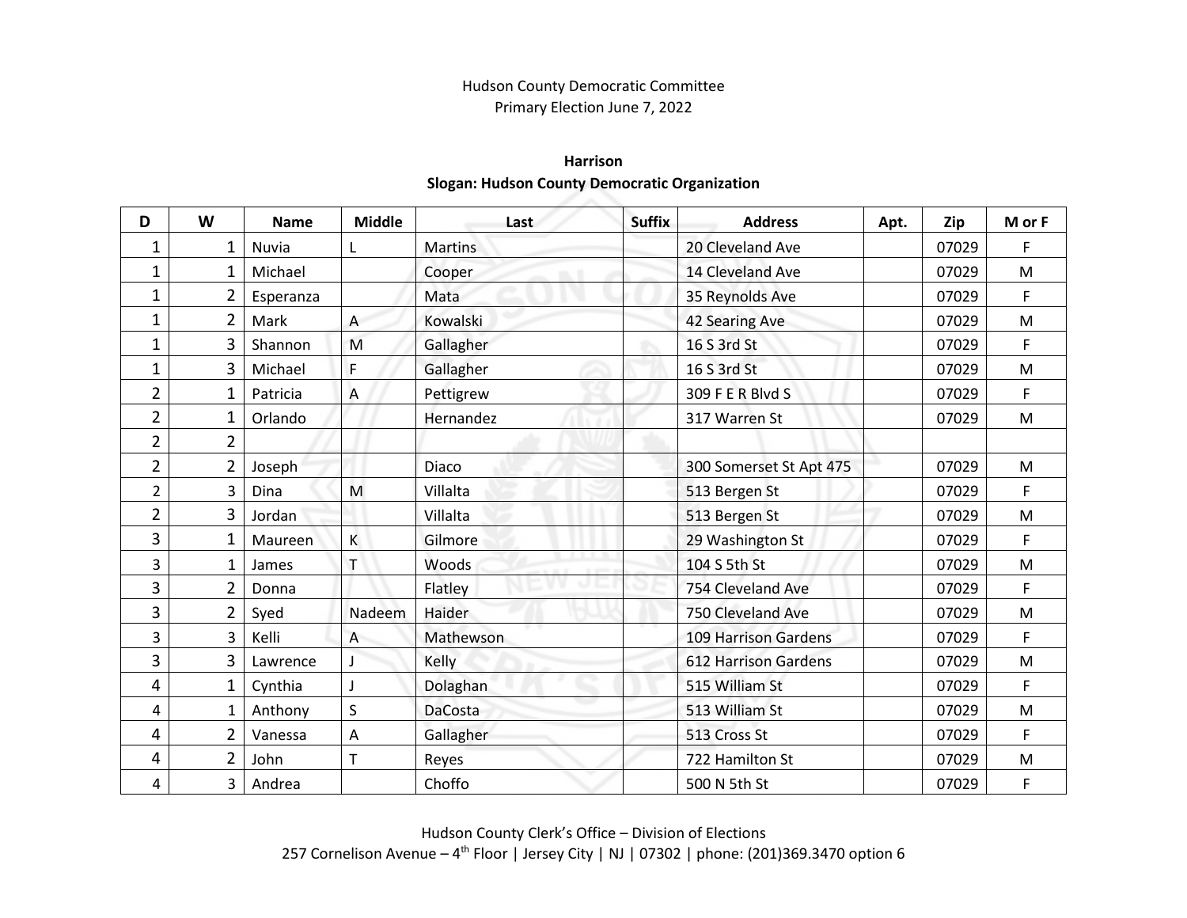Hudson County Democratic Committee
Primary Election June 7, 2022

**Harrison**
**Slogan: Hudson County Democratic Organization**

| D | W | Name | Middle | Last | Suffix | Address | Apt. | Zip | M or F |
|---|---|---|---|---|---|---|---|---|---|
| 1 | 1 | Nuvia | L | Martins | | 20 Cleveland Ave | | 07029 | F |
| 1 | 1 | Michael | | Cooper | | 14 Cleveland Ave | | 07029 | M |
| 1 | 2 | Esperanza | | Mata | | 35 Reynolds Ave | | 07029 | F |
| 1 | 2 | Mark | A | Kowalski | | 42 Searing Ave | | 07029 | M |
| 1 | 3 | Shannon | M | Gallagher | | 16 S 3rd St | | 07029 | F |
| 1 | 3 | Michael | F | Gallagher | | 16 S 3rd St | | 07029 | M |
| 2 | 1 | Patricia | A | Pettigrew | | 309 F E R Blvd S | | 07029 | F |
| 2 | 1 | Orlando | | Hernandez | | 317 Warren St | | 07029 | M |
| 2 | 2 | | | | | | | | |
| 2 | 2 | Joseph | | Diaco | | 300 Somerset St Apt 475 | | 07029 | M |
| 2 | 3 | Dina | M | Villalta | | 513 Bergen St | | 07029 | F |
| 2 | 3 | Jordan | | Villalta | | 513 Bergen St | | 07029 | M |
| 3 | 1 | Maureen | K | Gilmore | | 29 Washington St | | 07029 | F |
| 3 | 1 | James | T | Woods | | 104 S 5th St | | 07029 | M |
| 3 | 2 | Donna | | Flatley | | 754 Cleveland Ave | | 07029 | F |
| 3 | 2 | Syed | Nadeem | Haider | | 750 Cleveland Ave | | 07029 | M |
| 3 | 3 | Kelli | A | Mathewson | | 109 Harrison Gardens | | 07029 | F |
| 3 | 3 | Lawrence | J | Kelly | | 612 Harrison Gardens | | 07029 | M |
| 4 | 1 | Cynthia | J | Dolaghan | | 515 William St | | 07029 | F |
| 4 | 1 | Anthony | S | DaCosta | | 513 William St | | 07029 | M |
| 4 | 2 | Vanessa | A | Gallagher | | 513 Cross St | | 07029 | F |
| 4 | 2 | John | T | Reyes | | 722 Hamilton St | | 07029 | M |
| 4 | 3 | Andrea | | Choffo | | 500 N 5th St | | 07029 | F |

Hudson County Clerk's Office – Division of Elections
257 Cornelison Avenue – 4th Floor | Jersey City | NJ | 07302 | phone: (201)369.3470 option 6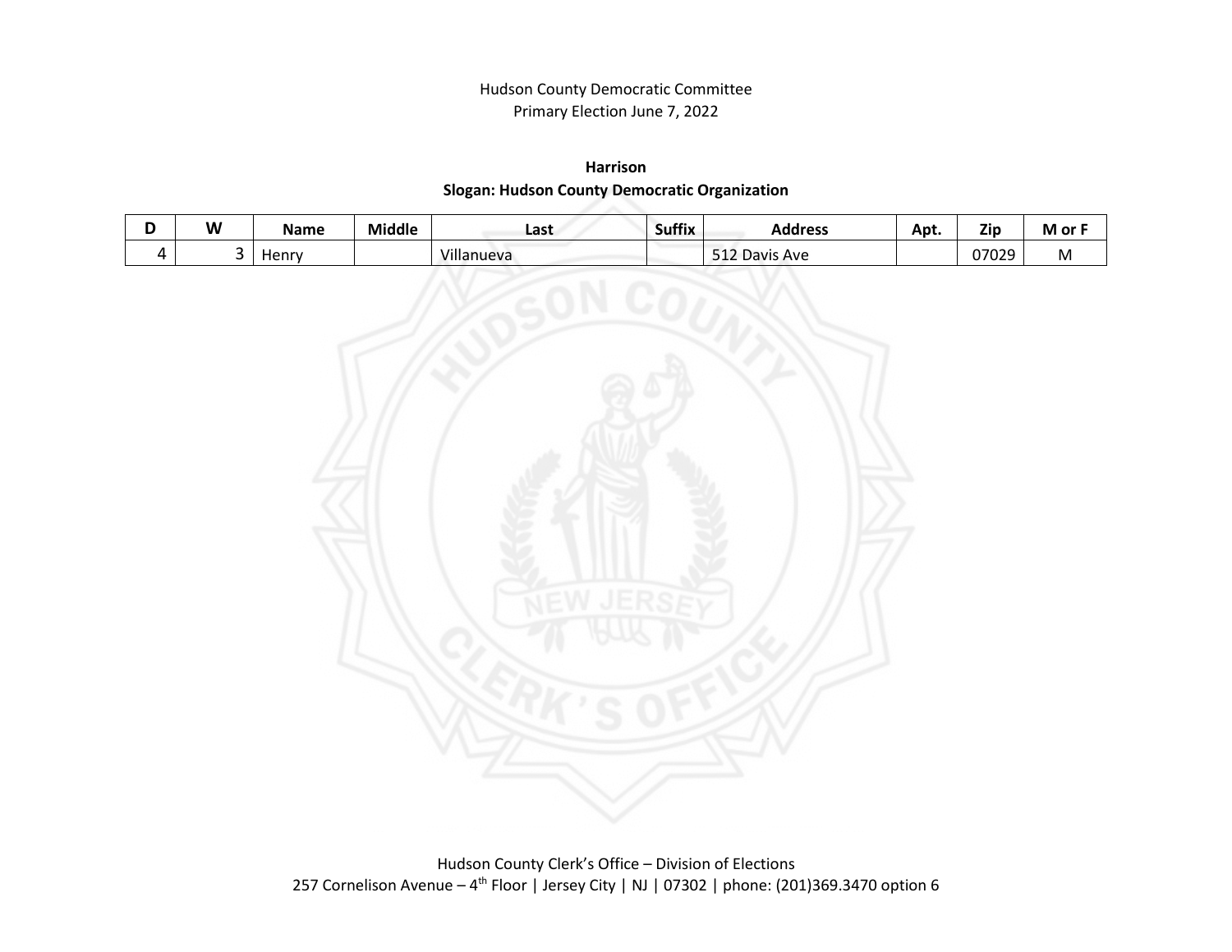Hudson County Democratic Committee
Primary Election June 7, 2022

**Harrison**

**Slogan: Hudson County Democratic Organization**

| D | W | Name | Middle | Last | Suffix | Address | Apt. | Zip | M or F |
|---|---|---|---|---|---|---|---|---|---|
| 4 | 3 | Henry | | Villanueva | | 512 Davis Ave | | 07029 | M |

Hudson County Clerk's Office – Division of Elections
257 Cornelison Avenue – 4th Floor | Jersey City | NJ | 07302 | phone: (201)369.3470 option 6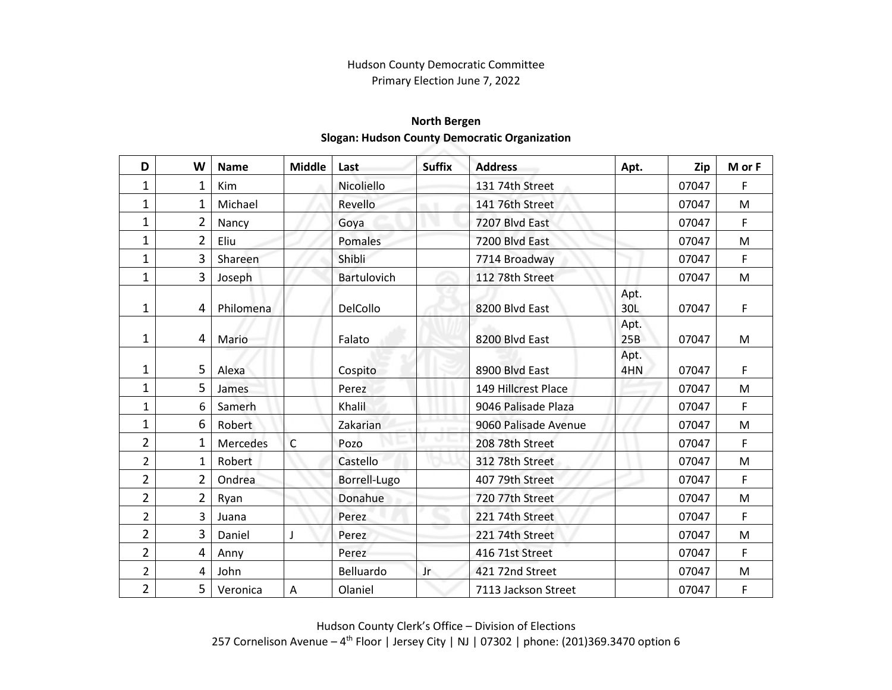Hudson County Democratic Committee
Primary Election June 7, 2022

**North Bergen**
**Slogan: Hudson County Democratic Organization**

| D | W | Name | Middle | Last | Suffix | Address | Apt. | Zip | M or F |
|---|---|---|---|---|---|---|---|---|---|
| 1 | 1 | Kim | | Nicoliello | | 131 74th Street | | 07047 | F |
| 1 | 1 | Michael | | Revello | | 141 76th Street | | 07047 | M |
| 1 | 2 | Nancy | | Goya | | 7207 Blvd East | | 07047 | F |
| 1 | 2 | Eliu | | Pomales | | 7200 Blvd East | | 07047 | M |
| 1 | 3 | Shareen | | Shibli | | 7714 Broadway | | 07047 | F |
| 1 | 3 | Joseph | | Bartulovich | | 112 78th Street | | 07047 | M |
| 1 | 4 | Philomena | | DelCollo | | 8200 Blvd East | Apt. 30L | 07047 | F |
| 1 | 4 | Mario | | Falato | | 8200 Blvd East | Apt. 25B | 07047 | M |
| 1 | 5 | Alexa | | Cospito | | 8900 Blvd East | Apt. 4HN | 07047 | F |
| 1 | 5 | James | | Perez | | 149 Hillcrest Place | | 07047 | M |
| 1 | 6 | Samerh | | Khalil | | 9046 Palisade Plaza | | 07047 | F |
| 1 | 6 | Robert | | Zakarian | | 9060 Palisade Avenue | | 07047 | M |
| 2 | 1 | Mercedes | C | Pozo | | 208 78th Street | | 07047 | F |
| 2 | 1 | Robert | | Castello | | 312 78th Street | | 07047 | M |
| 2 | 2 | Ondrea | | Borrell-Lugo | | 407 79th Street | | 07047 | F |
| 2 | 2 | Ryan | | Donahue | | 720 77th Street | | 07047 | M |
| 2 | 3 | Juana | | Perez | | 221 74th Street | | 07047 | F |
| 2 | 3 | Daniel | J | Perez | | 221 74th Street | | 07047 | M |
| 2 | 4 | Anny | | Perez | | 416 71st Street | | 07047 | F |
| 2 | 4 | John | | Belluardo | Jr | 421 72nd Street | | 07047 | M |
| 2 | 5 | Veronica | A | Olaniel | | 7113 Jackson Street | | 07047 | F |

Hudson County Clerk's Office – Division of Elections
257 Cornelison Avenue – 4th Floor | Jersey City | NJ | 07302 | phone: (201)369.3470 option 6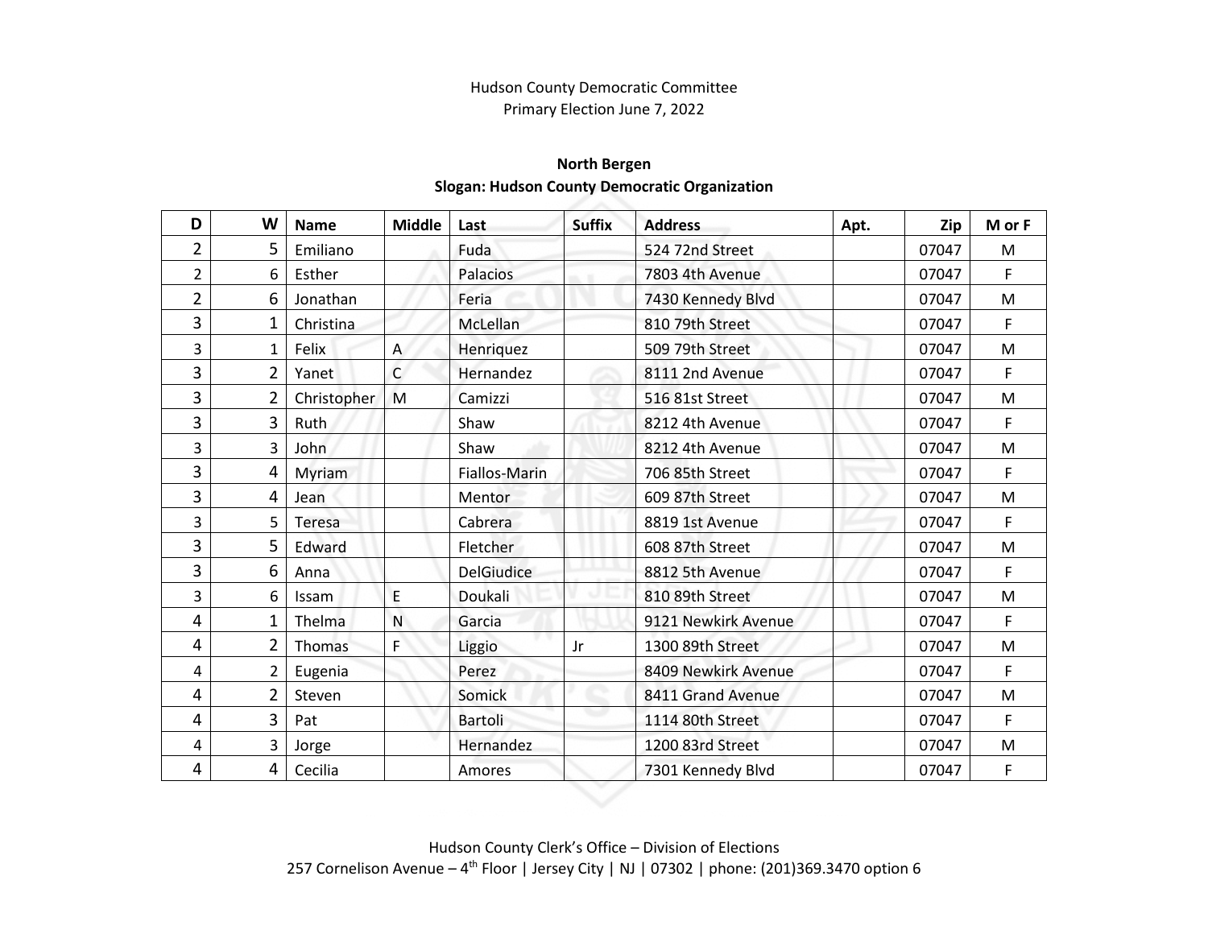Hudson County Democratic Committee
Primary Election June 7, 2022

**North Bergen**
**Slogan: Hudson County Democratic Organization**

| D | W | Name | Middle | Last | Suffix | Address | Apt. | Zip | M or F |
|---|---|---|---|---|---|---|---|---|---|
| 2 | 5 | Emiliano | | Fuda | | 524 72nd Street | | 07047 | M |
| 2 | 6 | Esther | | Palacios | | 7803 4th Avenue | | 07047 | F |
| 2 | 6 | Jonathan | | Feria | | 7430 Kennedy Blvd | | 07047 | M |
| 3 | 1 | Christina | | McLellan | | 810 79th Street | | 07047 | F |
| 3 | 1 | Felix | A | Henriquez | | 509 79th Street | | 07047 | M |
| 3 | 2 | Yanet | C | Hernandez | | 8111 2nd Avenue | | 07047 | F |
| 3 | 2 | Christopher | M | Camizzi | | 516 81st Street | | 07047 | M |
| 3 | 3 | Ruth | | Shaw | | 8212 4th Avenue | | 07047 | F |
| 3 | 3 | John | | Shaw | | 8212 4th Avenue | | 07047 | M |
| 3 | 4 | Myriam | | Fiallos-Marin | | 706 85th Street | | 07047 | F |
| 3 | 4 | Jean | | Mentor | | 609 87th Street | | 07047 | M |
| 3 | 5 | Teresa | | Cabrera | | 8819 1st Avenue | | 07047 | F |
| 3 | 5 | Edward | | Fletcher | | 608 87th Street | | 07047 | M |
| 3 | 6 | Anna | | DelGiudice | | 8812 5th Avenue | | 07047 | F |
| 3 | 6 | Issam | E | Doukali | | 810 89th Street | | 07047 | M |
| 4 | 1 | Thelma | N | Garcia | | 9121 Newkirk Avenue | | 07047 | F |
| 4 | 2 | Thomas | F | Liggio | Jr | 1300 89th Street | | 07047 | M |
| 4 | 2 | Eugenia | | Perez | | 8409 Newkirk Avenue | | 07047 | F |
| 4 | 2 | Steven | | Somick | | 8411 Grand Avenue | | 07047 | M |
| 4 | 3 | Pat | | Bartoli | | 1114 80th Street | | 07047 | F |
| 4 | 3 | Jorge | | Hernandez | | 1200 83rd Street | | 07047 | M |
| 4 | 4 | Cecilia | | Amores | | 7301 Kennedy Blvd | | 07047 | F |

Hudson County Clerk's Office – Division of Elections
257 Cornelison Avenue – 4th Floor | Jersey City | NJ | 07302 | phone: (201)369.3470 option 6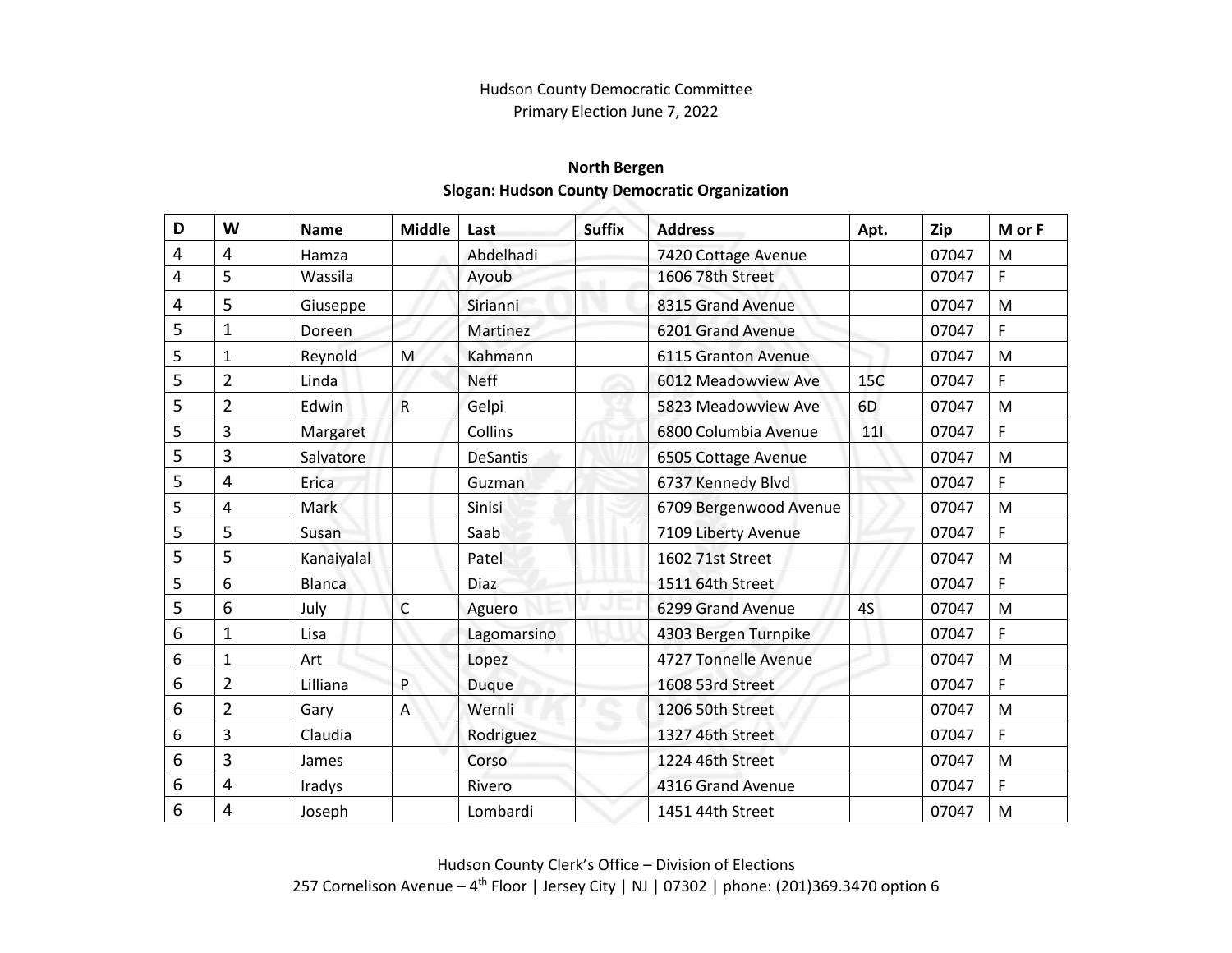Hudson County Democratic Committee
Primary Election June 7, 2022

**North Bergen**
**Slogan: Hudson County Democratic Organization**

| D | W | Name | Middle | Last | Suffix | Address | Apt. | Zip | M or F |
|---|---|---|---|---|---|---|---|---|---|
| 4 | 4 | Hamza | | Abdelhadi | | 7420 Cottage Avenue | | 07047 | M |
| 4 | 5 | Wassila | | Ayoub | | 1606 78th Street | | 07047 | F |
| 4 | 5 | Giuseppe | | Sirianni | | 8315 Grand Avenue | | 07047 | M |
| 5 | 1 | Doreen | | Martinez | | 6201 Grand Avenue | | 07047 | F |
| 5 | 1 | Reynold | M | Kahmann | | 6115 Granton Avenue | | 07047 | M |
| 5 | 2 | Linda | | Neff | | 6012 Meadowview Ave | 15C | 07047 | F |
| 5 | 2 | Edwin | R | Gelpi | | 5823 Meadowview Ave | 6D | 07047 | M |
| 5 | 3 | Margaret | | Collins | | 6800 Columbia Avenue | 11I | 07047 | F |
| 5 | 3 | Salvatore | | DeSantis | | 6505 Cottage Avenue | | 07047 | M |
| 5 | 4 | Erica | | Guzman | | 6737 Kennedy Blvd | | 07047 | F |
| 5 | 4 | Mark | | Sinisi | | 6709 Bergenwood Avenue | | 07047 | M |
| 5 | 5 | Susan | | Saab | | 7109 Liberty Avenue | | 07047 | F |
| 5 | 5 | Kanaiyalal | | Patel | | 1602 71st Street | | 07047 | M |
| 5 | 6 | Blanca | | Diaz | | 1511 64th Street | | 07047 | F |
| 5 | 6 | July | C | Aguero | | 6299 Grand Avenue | 4S | 07047 | M |
| 6 | 1 | Lisa | | Lagomarsino | | 4303 Bergen Turnpike | | 07047 | F |
| 6 | 1 | Art | | Lopez | | 4727 Tonnelle Avenue | | 07047 | M |
| 6 | 2 | Lilliana | P | Duque | | 1608 53rd Street | | 07047 | F |
| 6 | 2 | Gary | A | Wernli | | 1206 50th Street | | 07047 | M |
| 6 | 3 | Claudia | | Rodriguez | | 1327 46th Street | | 07047 | F |
| 6 | 3 | James | | Corso | | 1224 46th Street | | 07047 | M |
| 6 | 4 | Iradys | | Rivero | | 4316 Grand Avenue | | 07047 | F |
| 6 | 4 | Joseph | | Lombardi | | 1451 44th Street | | 07047 | M |

Hudson County Clerk's Office – Division of Elections
257 Cornelison Avenue – 4th Floor | Jersey City | NJ | 07302 | phone: (201)369.3470 option 6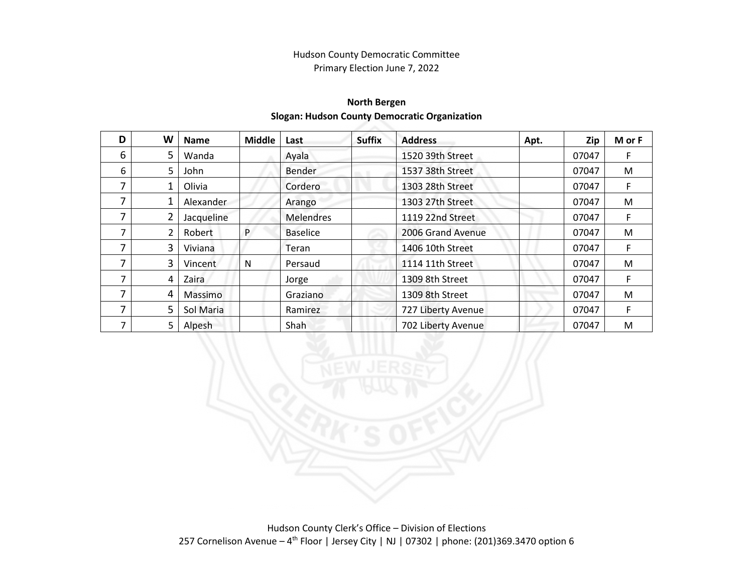Hudson County Democratic Committee
Primary Election June 7, 2022

**North Bergen**

**Slogan: Hudson County Democratic Organization**

| D | W | Name | Middle | Last | Suffix | Address | Apt. | Zip | M or F |
|---|---|---|---|---|---|---|---|---|---|
| 6 | 5 | Wanda | | Ayala | | 1520 39th Street | | 07047 | F |
| 6 | 5 | John | | Bender | | 1537 38th Street | | 07047 | M |
| 7 | 1 | Olivia | | Cordero | | 1303 28th Street | | 07047 | F |
| 7 | 1 | Alexander | | Arango | | 1303 27th Street | | 07047 | M |
| 7 | 2 | Jacqueline | | Melendres | | 1119 22nd Street | | 07047 | F |
| 7 | 2 | Robert | P | Baselice | | 2006 Grand Avenue | | 07047 | M |
| 7 | 3 | Viviana | | Teran | | 1406 10th Street | | 07047 | F |
| 7 | 3 | Vincent | N | Persaud | | 1114 11th Street | | 07047 | M |
| 7 | 4 | Zaira | | Jorge | | 1309 8th Street | | 07047 | F |
| 7 | 4 | Massimo | | Graziano | | 1309 8th Street | | 07047 | M |
| 7 | 5 | Sol Maria | | Ramirez | | 727 Liberty Avenue | | 07047 | F |
| 7 | 5 | Alpesh | | Shah | | 702 Liberty Avenue | | 07047 | M |

Hudson County Clerk's Office – Division of Elections
257 Cornelison Avenue – 4th Floor | Jersey City | NJ | 07302 | phone: (201)369.3470 option 6